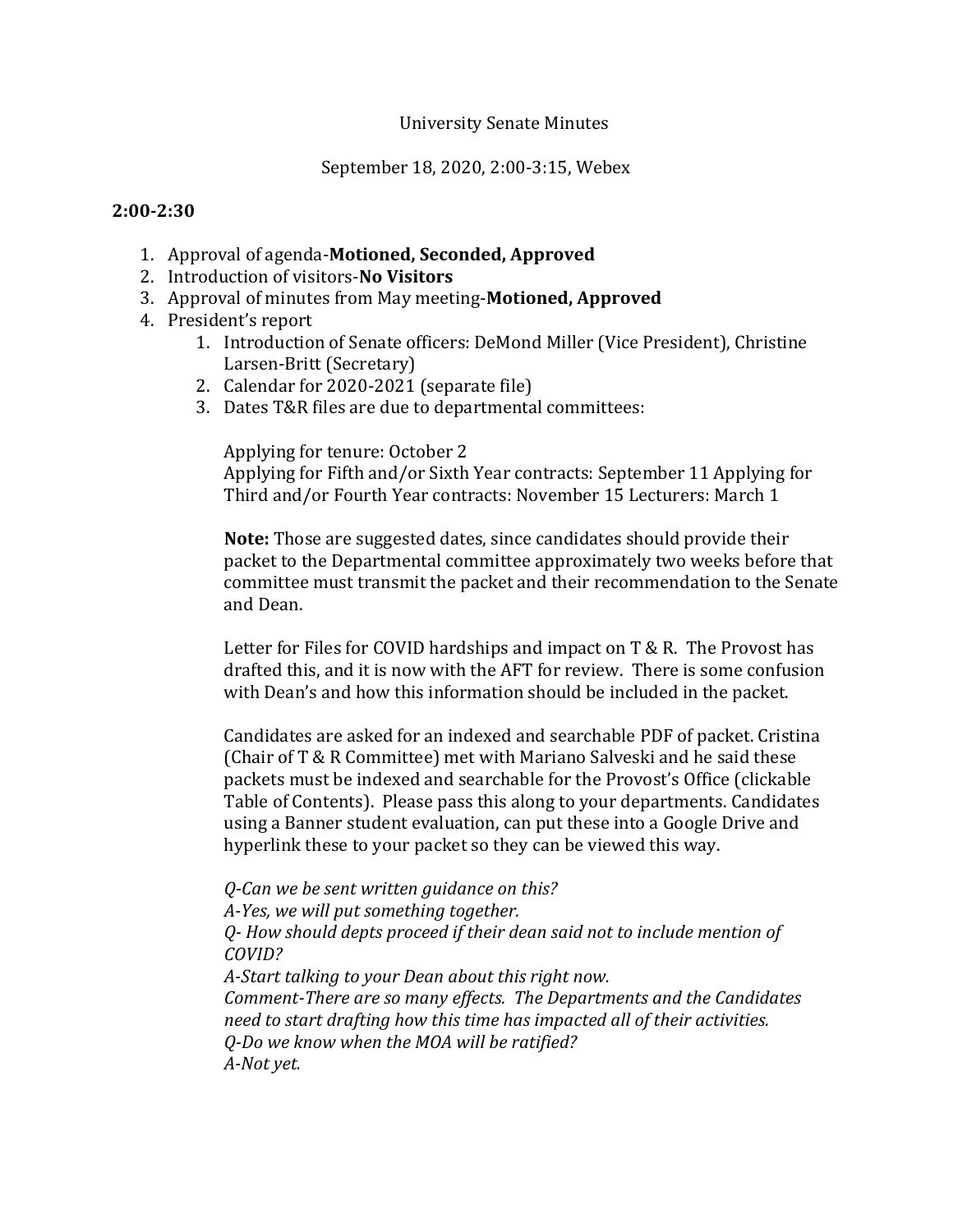University Senate Minutes

September 18, 2020, 2:00-3:15, Webex

**2:00-2:30**

1. Approval of agenda-**Motioned, Seconded, Approved**
2. Introduction of visitors-**No Visitors**
3. Approval of minutes from May meeting-**Motioned, Approved**
4. President's report
   1. Introduction of Senate officers: DeMond Miller (Vice President), Christine Larsen-Britt (Secretary)
   2. Calendar for 2020-2021 (separate file)
   3. Dates T&R files are due to departmental committees:

      Applying for tenure: October 2
      Applying for Fifth and/or Sixth Year contracts: September 11 Applying for Third and/or Fourth Year contracts: November 15 Lecturers: March 1

      **Note:** Those are suggested dates, since candidates should provide their packet to the Departmental committee approximately two weeks before that committee must transmit the packet and their recommendation to the Senate and Dean.

      Letter for Files for COVID hardships and impact on T & R. The Provost has drafted this, and it is now with the AFT for review. There is some confusion with Dean's and how this information should be included in the packet.

      Candidates are asked for an indexed and searchable PDF of packet. Cristina (Chair of T & R Committee) met with Mariano Salveski and he said these packets must be indexed and searchable for the Provost's Office (clickable Table of Contents). Please pass this along to your departments. Candidates using a Banner student evaluation, can put these into a Google Drive and hyperlink these to your packet so they can be viewed this way.

      *Q-Can we be sent written guidance on this?*
      *A-Yes, we will put something together.*
      *Q- How should depts proceed if their dean said not to include mention of COVID?*
      *A-Start talking to your Dean about this right now.*
      *Comment-There are so many effects. The Departments and the Candidates need to start drafting how this time has impacted all of their activities.*
      *Q-Do we know when the MOA will be ratified?*
      *A-Not yet.*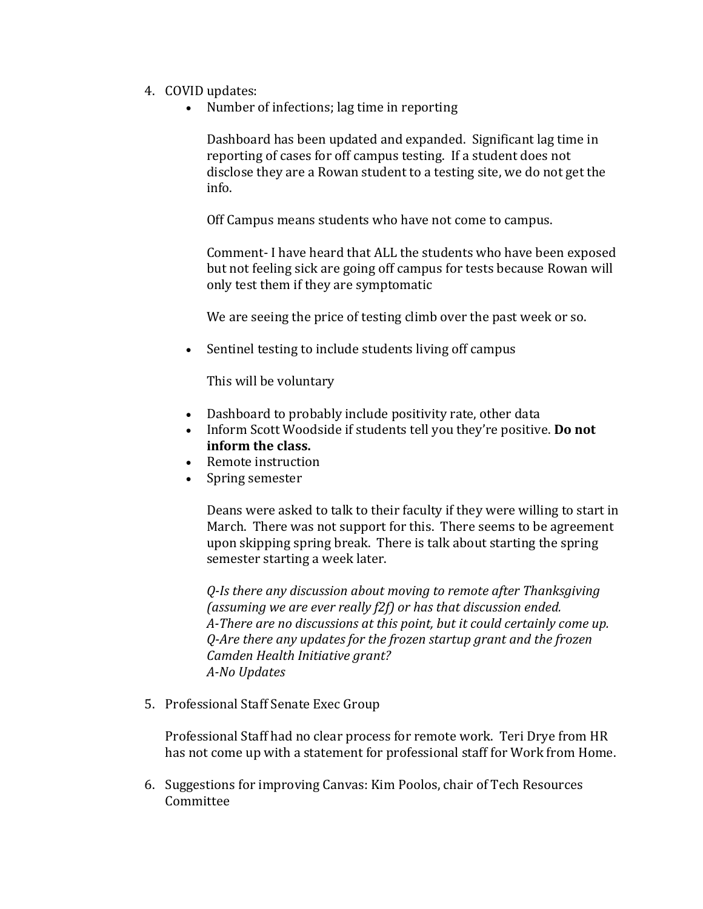4. COVID updates:
    - Number of infections; lag time in reporting

      Dashboard has been updated and expanded. Significant lag time in reporting of cases for off campus testing. If a student does not disclose they are a Rowan student to a testing site, we do not get the info.

      Off Campus means students who have not come to campus.

      Comment- I have heard that ALL the students who have been exposed but not feeling sick are going off campus for tests because Rowan will only test them if they are symptomatic

      We are seeing the price of testing climb over the past week or so.

    - Sentinel testing to include students living off campus

      This will be voluntary

    - Dashboard to probably include positivity rate, other data
    - Inform Scott Woodside if students tell you they're positive. **Do not inform the class.**
    - Remote instruction
    - Spring semester

      Deans were asked to talk to their faculty if they were willing to start in March. There was not support for this. There seems to be agreement upon skipping spring break. There is talk about starting the spring semester starting a week later.

      *Q-Is there any discussion about moving to remote after Thanksgiving (assuming we are ever really f2f) or has that discussion ended.*
      *A-There are no discussions at this point, but it could certainly come up.*
      *Q-Are there any updates for the frozen startup grant and the frozen Camden Health Initiative grant?*
      *A-No Updates*

5. Professional Staff Senate Exec Group

   Professional Staff had no clear process for remote work. Teri Drye from HR has not come up with a statement for professional staff for Work from Home.

6. Suggestions for improving Canvas: Kim Poolos, chair of Tech Resources Committee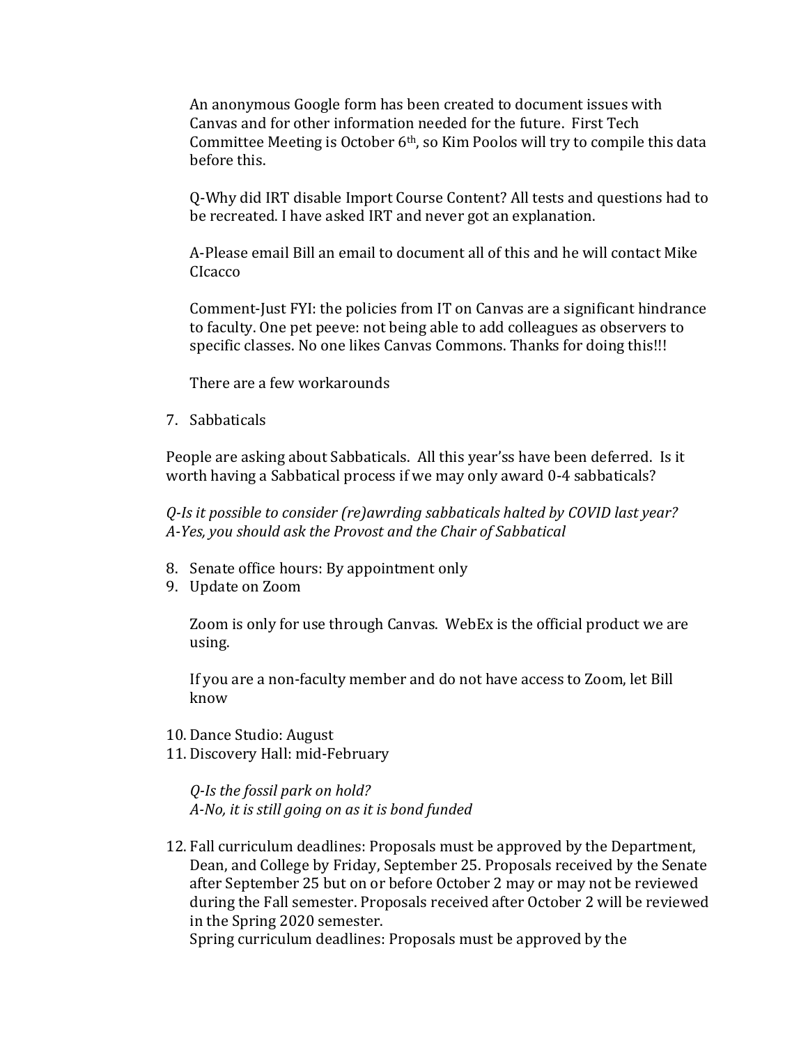An anonymous Google form has been created to document issues with Canvas and for other information needed for the future. First Tech Committee Meeting is October 6th, so Kim Poolos will try to compile this data before this.

Q-Why did IRT disable Import Course Content? All tests and questions had to be recreated. I have asked IRT and never got an explanation.

A-Please email Bill an email to document all of this and he will contact Mike CIcacco

Comment-Just FYI: the policies from IT on Canvas are a significant hindrance to faculty. One pet peeve: not being able to add colleagues as observers to specific classes. No one likes Canvas Commons. Thanks for doing this!!!

There are a few workarounds

7. Sabbaticals

People are asking about Sabbaticals. All this year'ss have been deferred. Is it worth having a Sabbatical process if we may only award 0-4 sabbaticals?

*Q-Is it possible to consider (re)awrding sabbaticals halted by COVID last year?*
*A-Yes, you should ask the Provost and the Chair of Sabbatical*

8. Senate office hours: By appointment only
9. Update on Zoom

   Zoom is only for use through Canvas. WebEx is the official product we are using.

   If you are a non-faculty member and do not have access to Zoom, let Bill know

10. Dance Studio: August
11. Discovery Hall: mid-February

    *Q-Is the fossil park on hold?*
    *A-No, it is still going on as it is bond funded*

12. Fall curriculum deadlines: Proposals must be approved by the Department, Dean, and College by Friday, September 25. Proposals received by the Senate after September 25 but on or before October 2 may or may not be reviewed during the Fall semester. Proposals received after October 2 will be reviewed in the Spring 2020 semester.
    Spring curriculum deadlines: Proposals must be approved by the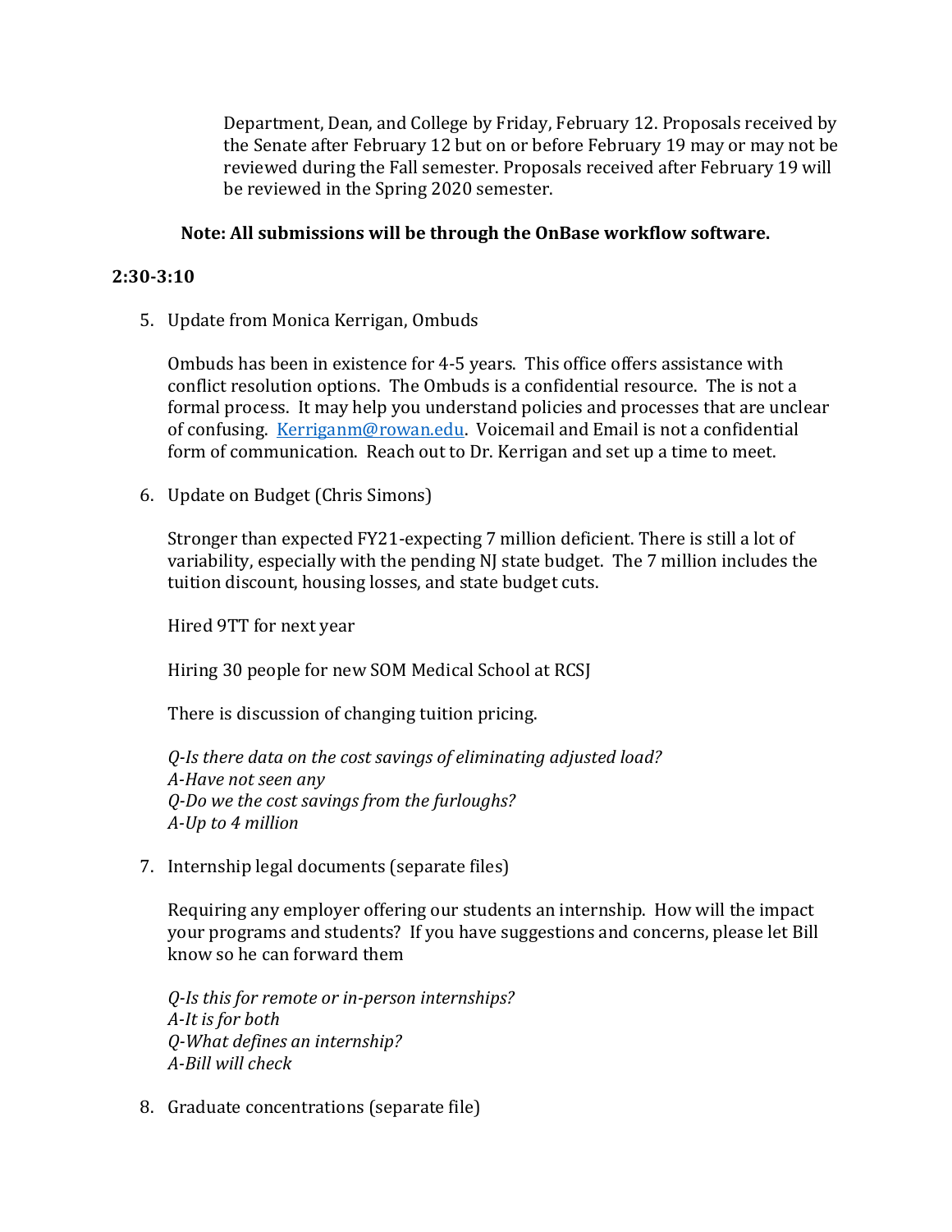Department, Dean, and College by Friday, February 12. Proposals received by the Senate after February 12 but on or before February 19 may or may not be reviewed during the Fall semester. Proposals received after February 19 will be reviewed in the Spring 2020 semester.

**Note: All submissions will be through the OnBase workflow software.**

**2:30-3:10**

5. Update from Monica Kerrigan, Ombuds

   Ombuds has been in existence for 4-5 years. This office offers assistance with conflict resolution options. The Ombuds is a confidential resource. The is not a formal process. It may help you understand policies and processes that are unclear of confusing. [Kerriganm@rowan.edu](mailto:Kerriganm@rowan.edu). Voicemail and Email is not a confidential form of communication. Reach out to Dr. Kerrigan and set up a time to meet.

6. Update on Budget (Chris Simons)

   Stronger than expected FY21-expecting 7 million deficient. There is still a lot of variability, especially with the pending NJ state budget. The 7 million includes the tuition discount, housing losses, and state budget cuts.

   Hired 9TT for next year

   Hiring 30 people for new SOM Medical School at RCSJ

   There is discussion of changing tuition pricing.

   *Q-Is there data on the cost savings of eliminating adjusted load?*
   *A-Have not seen any*
   *Q-Do we the cost savings from the furloughs?*
   *A-Up to 4 million*

7. Internship legal documents (separate files)

   Requiring any employer offering our students an internship. How will the impact your programs and students? If you have suggestions and concerns, please let Bill know so he can forward them

   *Q-Is this for remote or in-person internships?*
   *A-It is for both*
   *Q-What defines an internship?*
   *A-Bill will check*

8. Graduate concentrations (separate file)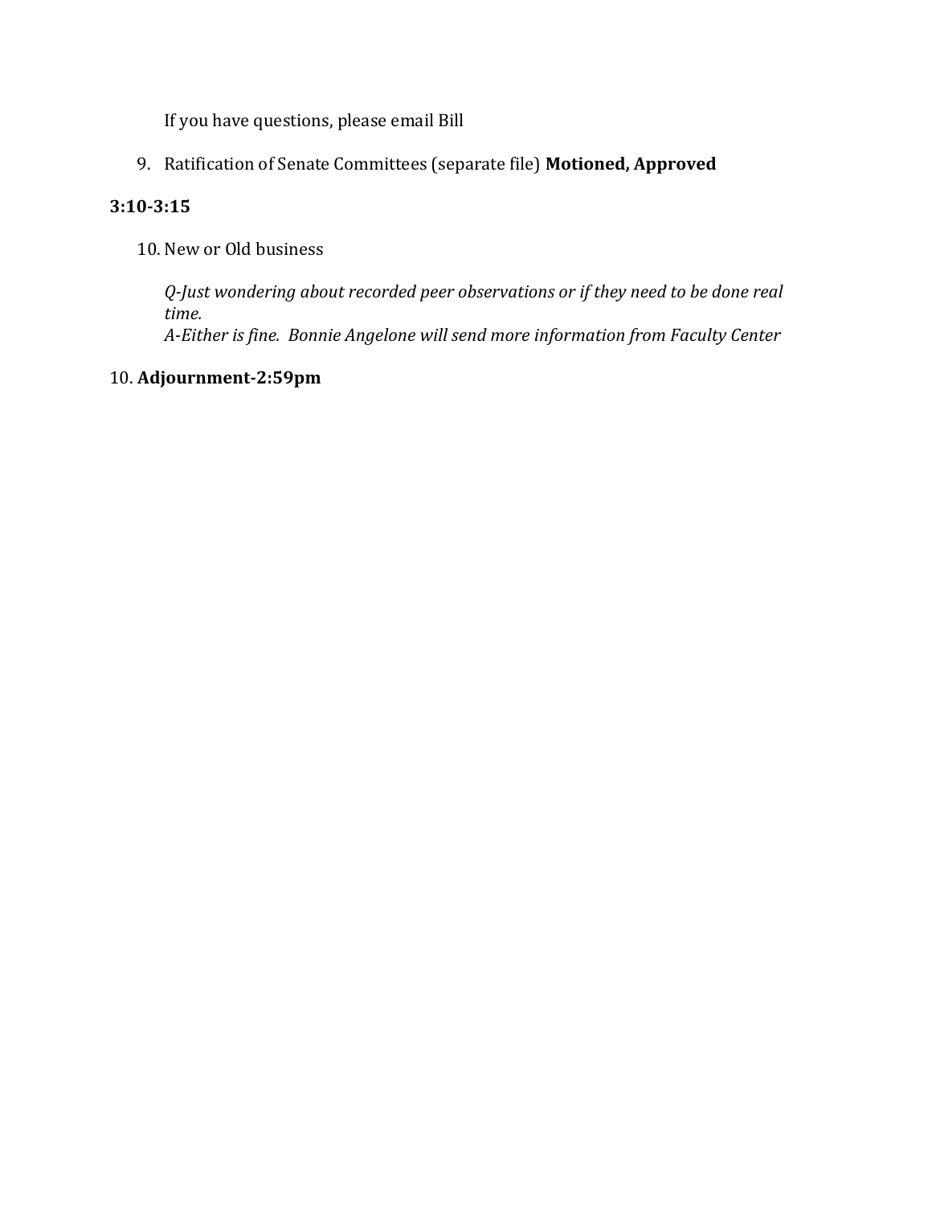If you have questions, please email Bill

9. Ratification of Senate Committees (separate file) **Motioned, Approved**

**3:10-3:15**

10. New or Old business

    *Q-Just wondering about recorded peer observations or if they need to be done real time.*
    *A-Either is fine. Bonnie Angelone will send more information from Faculty Center*

10. **Adjournment-2:59pm**